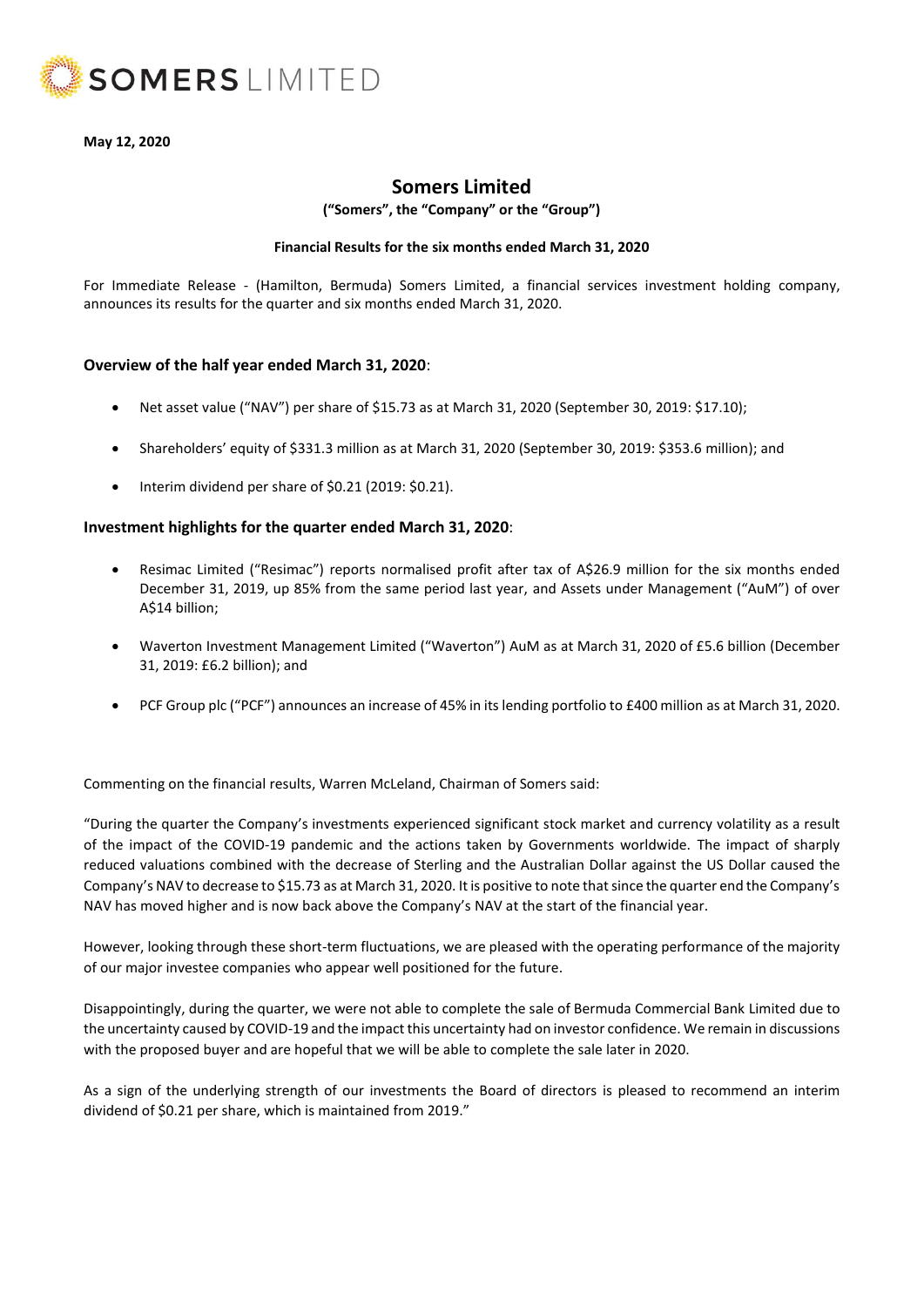**May 12, 2020**

# Somers Limited

**("Somers", the "Company" or the "Group")**

**Financial Results for the six months ended March 31, 2020**

For Immediate Release - (Hamilton, Bermuda) Somers Limited, a financial services investment holding company, announces its results for the quarter and six months ended March 31, 2020.

### Overview of the half year ended March 31, 2020:

- Net asset value ("NAV") per share of $15.73 as at March 31, 2020 (September 30, 2019: $17.10);
- Shareholders' equity of $331.3 million as at March 31, 2020 (September 30, 2019: $353.6 million); and
- Interim dividend per share of $0.21 (2019: $0.21).

### Investment highlights for the quarter ended March 31, 2020:

- Resimac Limited ("Resimac") reports normalised profit after tax of A$26.9 million for the six months ended December 31, 2019, up 85% from the same period last year, and Assets under Management ("AuM") of over A$14 billion;
- Waverton Investment Management Limited ("Waverton") AuM as at March 31, 2020 of £5.6 billion (December 31, 2019: £6.2 billion); and
- PCF Group plc ("PCF") announces an increase of 45% in its lending portfolio to £400 million as at March 31, 2020.

Commenting on the financial results, Warren McLeland, Chairman of Somers said:

"During the quarter the Company's investments experienced significant stock market and currency volatility as a result of the impact of the COVID-19 pandemic and the actions taken by Governments worldwide. The impact of sharply reduced valuations combined with the decrease of Sterling and the Australian Dollar against the US Dollar caused the Company's NAV to decrease to $15.73 as at March 31, 2020. It is positive to note that since the quarter end the Company's NAV has moved higher and is now back above the Company's NAV at the start of the financial year.

However, looking through these short-term fluctuations, we are pleased with the operating performance of the majority of our major investee companies who appear well positioned for the future.

Disappointingly, during the quarter, we were not able to complete the sale of Bermuda Commercial Bank Limited due to the uncertainty caused by COVID-19 and the impact this uncertainty had on investor confidence. We remain in discussions with the proposed buyer and are hopeful that we will be able to complete the sale later in 2020.

As a sign of the underlying strength of our investments the Board of directors is pleased to recommend an interim dividend of $0.21 per share, which is maintained from 2019."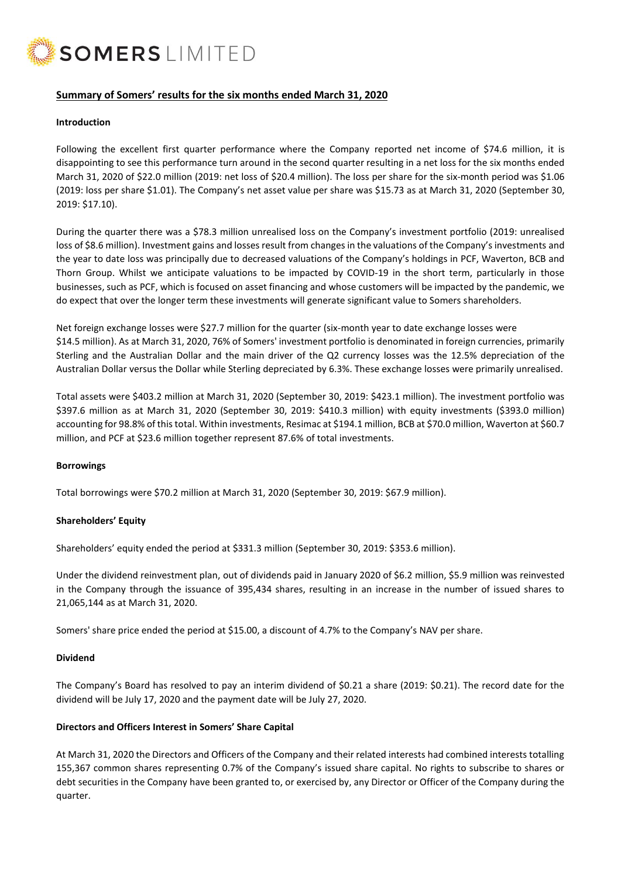## Summary of Somers' results for the six months ended March 31, 2020

### Introduction

Following the excellent first quarter performance where the Company reported net income of $74.6 million, it is disappointing to see this performance turn around in the second quarter resulting in a net loss for the six months ended March 31, 2020 of $22.0 million (2019: net loss of $20.4 million). The loss per share for the six-month period was $1.06 (2019: loss per share $1.01). The Company's net asset value per share was $15.73 as at March 31, 2020 (September 30, 2019: $17.10).

During the quarter there was a $78.3 million unrealised loss on the Company's investment portfolio (2019: unrealised loss of $8.6 million). Investment gains and losses result from changes in the valuations of the Company's investments and the year to date loss was principally due to decreased valuations of the Company's holdings in PCF, Waverton, BCB and Thorn Group. Whilst we anticipate valuations to be impacted by COVID-19 in the short term, particularly in those businesses, such as PCF, which is focused on asset financing and whose customers will be impacted by the pandemic, we do expect that over the longer term these investments will generate significant value to Somers shareholders.

Net foreign exchange losses were $27.7 million for the quarter (six-month year to date exchange losses were $14.5 million). As at March 31, 2020, 76% of Somers' investment portfolio is denominated in foreign currencies, primarily Sterling and the Australian Dollar and the main driver of the Q2 currency losses was the 12.5% depreciation of the Australian Dollar versus the Dollar while Sterling depreciated by 6.3%. These exchange losses were primarily unrealised.

Total assets were $403.2 million at March 31, 2020 (September 30, 2019: $423.1 million). The investment portfolio was $397.6 million as at March 31, 2020 (September 30, 2019: $410.3 million) with equity investments ($393.0 million) accounting for 98.8% of this total. Within investments, Resimac at $194.1 million, BCB at $70.0 million, Waverton at $60.7 million, and PCF at $23.6 million together represent 87.6% of total investments.

### Borrowings

Total borrowings were $70.2 million at March 31, 2020 (September 30, 2019: $67.9 million).

### Shareholders' Equity

Shareholders' equity ended the period at $331.3 million (September 30, 2019: $353.6 million).

Under the dividend reinvestment plan, out of dividends paid in January 2020 of $6.2 million, $5.9 million was reinvested in the Company through the issuance of 395,434 shares, resulting in an increase in the number of issued shares to 21,065,144 as at March 31, 2020.

Somers' share price ended the period at $15.00, a discount of 4.7% to the Company's NAV per share.

### Dividend

The Company's Board has resolved to pay an interim dividend of $0.21 a share (2019: $0.21). The record date for the dividend will be July 17, 2020 and the payment date will be July 27, 2020.

### Directors and Officers Interest in Somers' Share Capital

At March 31, 2020 the Directors and Officers of the Company and their related interests had combined interests totalling 155,367 common shares representing 0.7% of the Company's issued share capital. No rights to subscribe to shares or debt securities in the Company have been granted to, or exercised by, any Director or Officer of the Company during the quarter.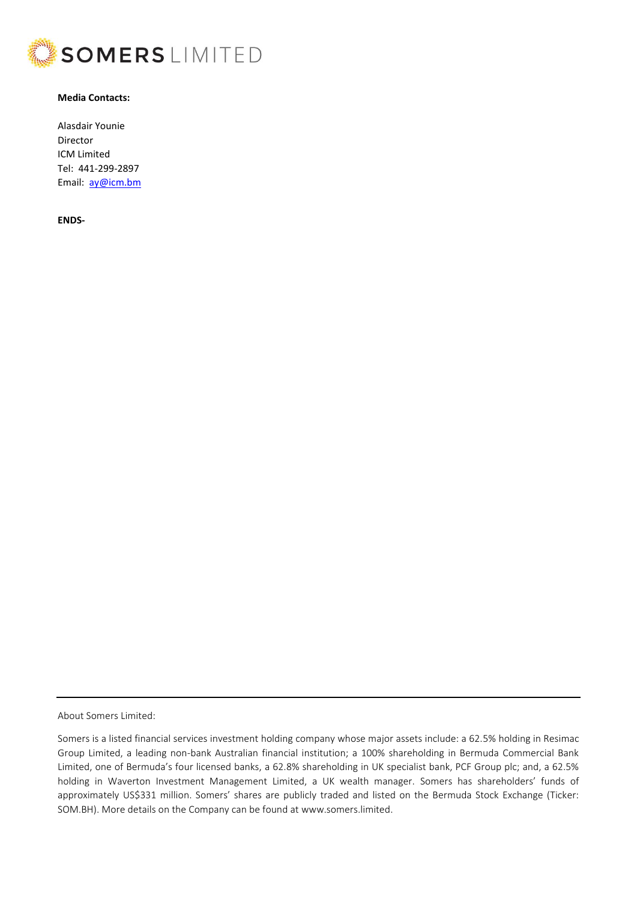**Media Contacts:**

Alasdair Younie  
Director  
ICM Limited  
Tel: 441-299-2897  
Email: ay@icm.bm

**ENDS-**

---

About Somers Limited:

Somers is a listed financial services investment holding company whose major assets include: a 62.5% holding in Resimac Group Limited, a leading non-bank Australian financial institution; a 100% shareholding in Bermuda Commercial Bank Limited, one of Bermuda's four licensed banks, a 62.8% shareholding in UK specialist bank, PCF Group plc; and, a 62.5% holding in Waverton Investment Management Limited, a UK wealth manager. Somers has shareholders' funds of approximately US$331 million. Somers' shares are publicly traded and listed on the Bermuda Stock Exchange (Ticker: SOM.BH). More details on the Company can be found at www.somers.limited.